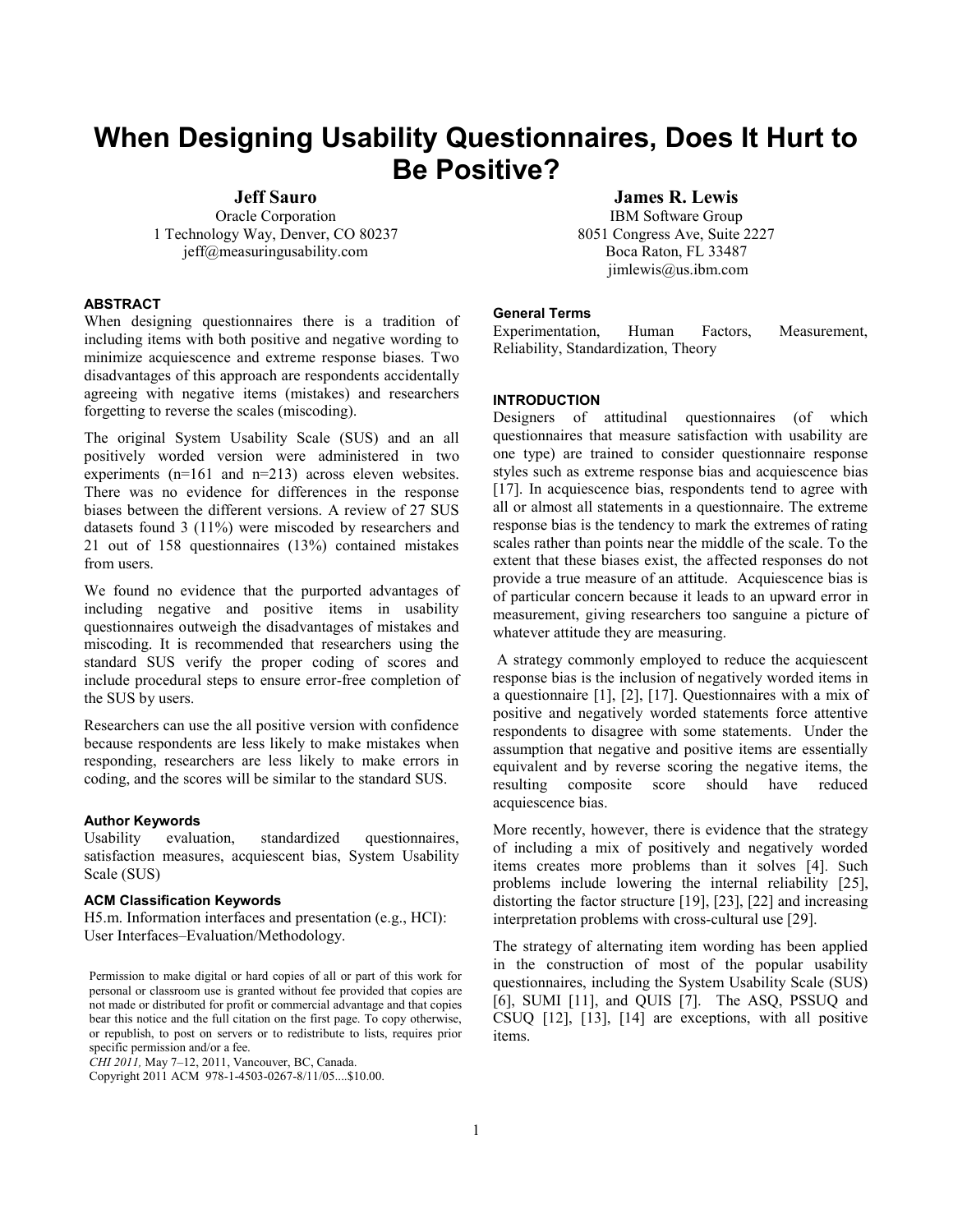# When Designing Usability Questionnaires, Does It Hurt to Be Positive?

**Jeff Sauro**
Oracle Corporation
1 Technology Way, Denver, CO 80237
jeff@measuringusability.com

**James R. Lewis**
IBM Software Group
8051 Congress Ave, Suite 2227
Boca Raton, FL 33487
jimlewis@us.ibm.com

## ABSTRACT

When designing questionnaires there is a tradition of including items with both positive and negative wording to minimize acquiescence and extreme response biases. Two disadvantages of this approach are respondents accidentally agreeing with negative items (mistakes) and researchers forgetting to reverse the scales (miscoding).

The original System Usability Scale (SUS) and an all positively worded version were administered in two experiments (n=161 and n=213) across eleven websites. There was no evidence for differences in the response biases between the different versions. A review of 27 SUS datasets found 3 (11%) were miscoded by researchers and 21 out of 158 questionnaires (13%) contained mistakes from users.

We found no evidence that the purported advantages of including negative and positive items in usability questionnaires outweigh the disadvantages of mistakes and miscoding. It is recommended that researchers using the standard SUS verify the proper coding of scores and include procedural steps to ensure error-free completion of the SUS by users.

Researchers can use the all positive version with confidence because respondents are less likely to make mistakes when responding, researchers are less likely to make errors in coding, and the scores will be similar to the standard SUS.

### Author Keywords

Usability evaluation, standardized questionnaires, satisfaction measures, acquiescent bias, System Usability Scale (SUS)

### ACM Classification Keywords

H5.m. Information interfaces and presentation (e.g., HCI): User Interfaces–Evaluation/Methodology.

Permission to make digital or hard copies of all or part of this work for personal or classroom use is granted without fee provided that copies are not made or distributed for profit or commercial advantage and that copies bear this notice and the full citation on the first page. To copy otherwise, or republish, to post on servers or to redistribute to lists, requires prior specific permission and/or a fee.

*CHI 2011,* May 7–12, 2011, Vancouver, BC, Canada.

Copyright 2011 ACM 978-1-4503-0267-8/11/05....$10.00.

### General Terms

Experimentation, Human Factors, Measurement, Reliability, Standardization, Theory

## INTRODUCTION

Designers of attitudinal questionnaires (of which questionnaires that measure satisfaction with usability are one type) are trained to consider questionnaire response styles such as extreme response bias and acquiescence bias [17]. In acquiescence bias, respondents tend to agree with all or almost all statements in a questionnaire. The extreme response bias is the tendency to mark the extremes of rating scales rather than points near the middle of the scale. To the extent that these biases exist, the affected responses do not provide a true measure of an attitude. Acquiescence bias is of particular concern because it leads to an upward error in measurement, giving researchers too sanguine a picture of whatever attitude they are measuring.

A strategy commonly employed to reduce the acquiescent response bias is the inclusion of negatively worded items in a questionnaire [1], [2], [17]. Questionnaires with a mix of positive and negatively worded statements force attentive respondents to disagree with some statements. Under the assumption that negative and positive items are essentially equivalent and by reverse scoring the negative items, the resulting composite score should have reduced acquiescence bias.

More recently, however, there is evidence that the strategy of including a mix of positively and negatively worded items creates more problems than it solves [4]. Such problems include lowering the internal reliability [25], distorting the factor structure [19], [23], [22] and increasing interpretation problems with cross-cultural use [29].

The strategy of alternating item wording has been applied in the construction of most of the popular usability questionnaires, including the System Usability Scale (SUS) [6], SUMI [11], and QUIS [7]. The ASQ, PSSUQ and CSUQ [12], [13], [14] are exceptions, with all positive items.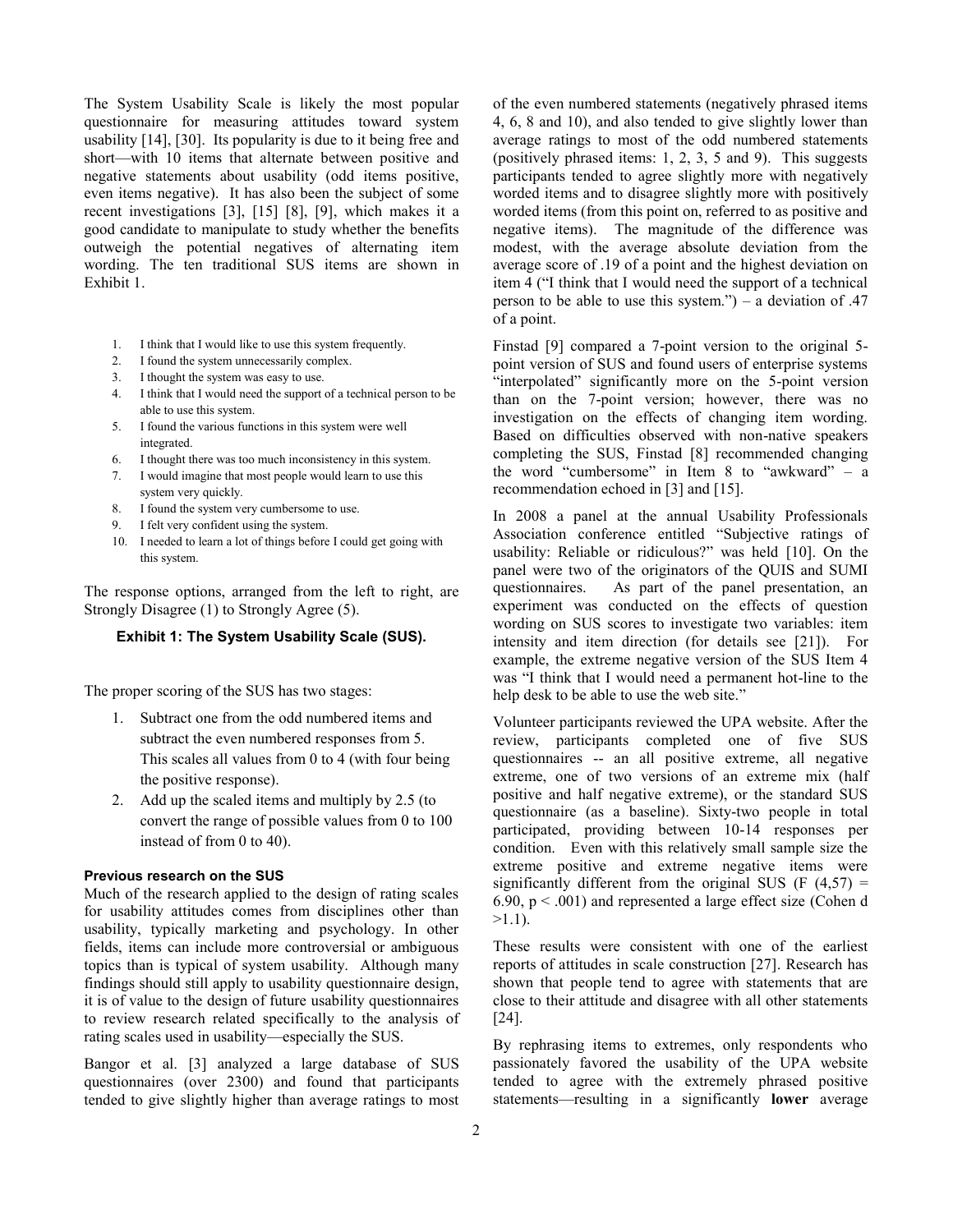The System Usability Scale is likely the most popular questionnaire for measuring attitudes toward system usability [14], [30]. Its popularity is due to it being free and short—with 10 items that alternate between positive and negative statements about usability (odd items positive, even items negative). It has also been the subject of some recent investigations [3], [15] [8], [9], which makes it a good candidate to manipulate to study whether the benefits outweigh the potential negatives of alternating item wording. The ten traditional SUS items are shown in Exhibit 1.

1. I think that I would like to use this system frequently.
2. I found the system unnecessarily complex.
3. I thought the system was easy to use.
4. I think that I would need the support of a technical person to be able to use this system.
5. I found the various functions in this system were well integrated.
6. I thought there was too much inconsistency in this system.
7. I would imagine that most people would learn to use this system very quickly.
8. I found the system very cumbersome to use.
9. I felt very confident using the system.
10. I needed to learn a lot of things before I could get going with this system.

The response options, arranged from the left to right, are Strongly Disagree (1) to Strongly Agree (5).

**Exhibit 1: The System Usability Scale (SUS).**

The proper scoring of the SUS has two stages:

1. Subtract one from the odd numbered items and subtract the even numbered responses from 5. This scales all values from 0 to 4 (with four being the positive response).
2. Add up the scaled items and multiply by 2.5 (to convert the range of possible values from 0 to 100 instead of from 0 to 40).

### Previous research on the SUS

Much of the research applied to the design of rating scales for usability attitudes comes from disciplines other than usability, typically marketing and psychology. In other fields, items can include more controversial or ambiguous topics than is typical of system usability. Although many findings should still apply to usability questionnaire design, it is of value to the design of future usability questionnaires to review research related specifically to the analysis of rating scales used in usability—especially the SUS.

Bangor et al. [3] analyzed a large database of SUS questionnaires (over 2300) and found that participants tended to give slightly higher than average ratings to most of the even numbered statements (negatively phrased items 4, 6, 8 and 10), and also tended to give slightly lower than average ratings to most of the odd numbered statements (positively phrased items: 1, 2, 3, 5 and 9). This suggests participants tended to agree slightly more with negatively worded items and to disagree slightly more with positively worded items (from this point on, referred to as positive and negative items). The magnitude of the difference was modest, with the average absolute deviation from the average score of .19 of a point and the highest deviation on item 4 ("I think that I would need the support of a technical person to be able to use this system.") – a deviation of .47 of a point.

Finstad [9] compared a 7-point version to the original 5-point version of SUS and found users of enterprise systems "interpolated" significantly more on the 5-point version than on the 7-point version; however, there was no investigation on the effects of changing item wording. Based on difficulties observed with non-native speakers completing the SUS, Finstad [8] recommended changing the word "cumbersome" in Item 8 to "awkward" – a recommendation echoed in [3] and [15].

In 2008 a panel at the annual Usability Professionals Association conference entitled "Subjective ratings of usability: Reliable or ridiculous?" was held [10]. On the panel were two of the originators of the QUIS and SUMI questionnaires. As part of the panel presentation, an experiment was conducted on the effects of question wording on SUS scores to investigate two variables: item intensity and item direction (for details see [21]). For example, the extreme negative version of the SUS Item 4 was "I think that I would need a permanent hot-line to the help desk to be able to use the web site."

Volunteer participants reviewed the UPA website. After the review, participants completed one of five SUS questionnaires -- an all positive extreme, all negative extreme, one of two versions of an extreme mix (half positive and half negative extreme), or the standard SUS questionnaire (as a baseline). Sixty-two people in total participated, providing between 10-14 responses per condition. Even with this relatively small sample size the extreme positive and extreme negative items were significantly different from the original SUS ($F(4,57) = 6.90$, $p < .001$) and represented a large effect size (Cohen $d > 1.1$).

These results were consistent with one of the earliest reports of attitudes in scale construction [27]. Research has shown that people tend to agree with statements that are close to their attitude and disagree with all other statements [24].

By rephrasing items to extremes, only respondents who passionately favored the usability of the UPA website tended to agree with the extremely phrased positive statements—resulting in a significantly **lower** average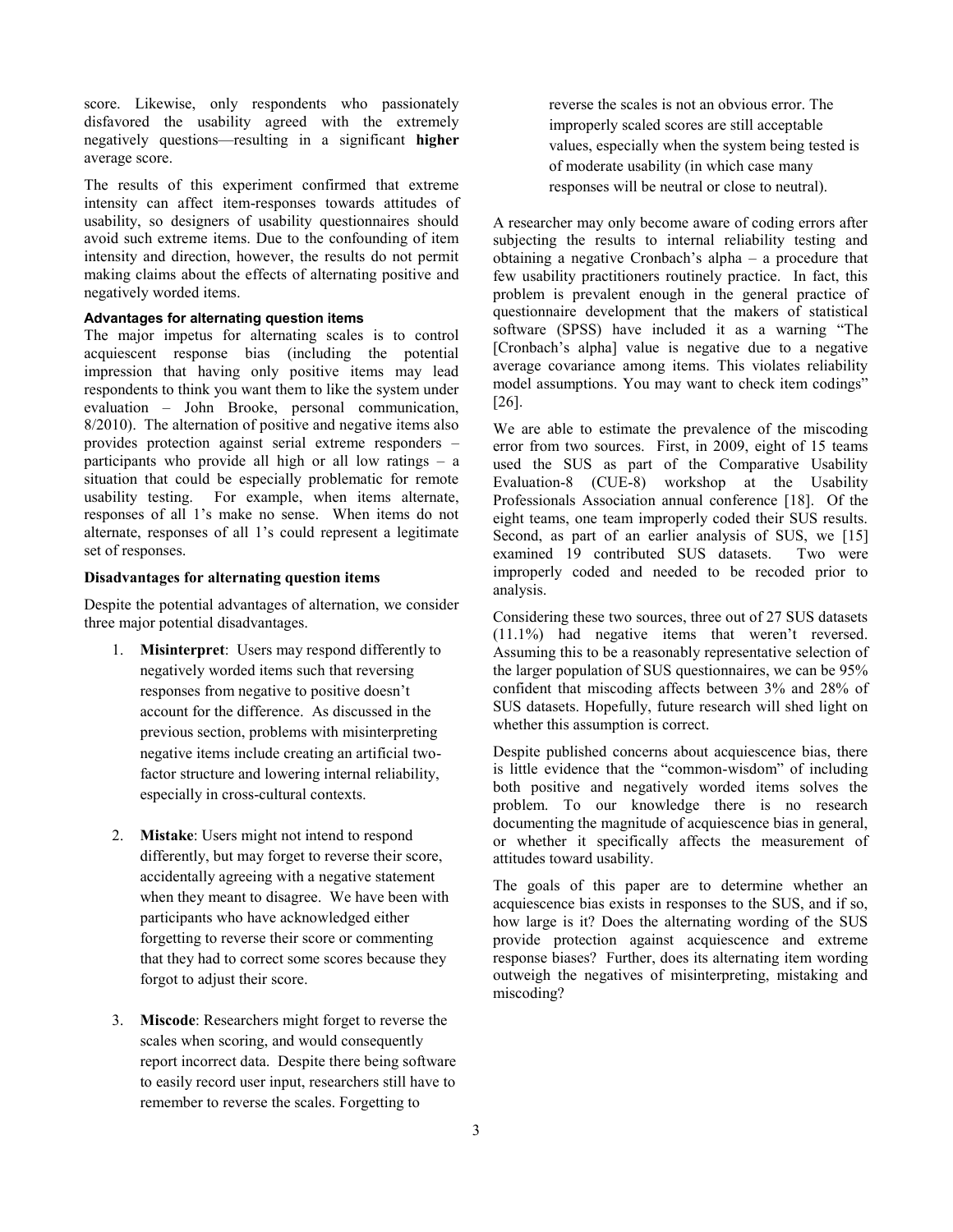score. Likewise, only respondents who passionately disfavored the usability agreed with the extremely negatively questions—resulting in a significant **higher** average score.

The results of this experiment confirmed that extreme intensity can affect item-responses towards attitudes of usability, so designers of usability questionnaires should avoid such extreme items. Due to the confounding of item intensity and direction, however, the results do not permit making claims about the effects of alternating positive and negatively worded items.

#### Advantages for alternating question items

The major impetus for alternating scales is to control acquiescent response bias (including the potential impression that having only positive items may lead respondents to think you want them to like the system under evaluation – John Brooke, personal communication, 8/2010). The alternation of positive and negative items also provides protection against serial extreme responders – participants who provide all high or all low ratings – a situation that could be especially problematic for remote usability testing. For example, when items alternate, responses of all 1's make no sense. When items do not alternate, responses of all 1's could represent a legitimate set of responses.

#### Disadvantages for alternating question items

Despite the potential advantages of alternation, we consider three major potential disadvantages.

1. **Misinterpret**: Users may respond differently to negatively worded items such that reversing responses from negative to positive doesn't account for the difference. As discussed in the previous section, problems with misinterpreting negative items include creating an artificial two-factor structure and lowering internal reliability, especially in cross-cultural contexts.

2. **Mistake**: Users might not intend to respond differently, but may forget to reverse their score, accidentally agreeing with a negative statement when they meant to disagree. We have been with participants who have acknowledged either forgetting to reverse their score or commenting that they had to correct some scores because they forgot to adjust their score.

3. **Miscode**: Researchers might forget to reverse the scales when scoring, and would consequently report incorrect data. Despite there being software to easily record user input, researchers still have to remember to reverse the scales. Forgetting to reverse the scales is not an obvious error. The improperly scaled scores are still acceptable values, especially when the system being tested is of moderate usability (in which case many responses will be neutral or close to neutral).

A researcher may only become aware of coding errors after subjecting the results to internal reliability testing and obtaining a negative Cronbach's alpha – a procedure that few usability practitioners routinely practice. In fact, this problem is prevalent enough in the general practice of questionnaire development that the makers of statistical software (SPSS) have included it as a warning "The [Cronbach's alpha] value is negative due to a negative average covariance among items. This violates reliability model assumptions. You may want to check item codings" [26].

We are able to estimate the prevalence of the miscoding error from two sources. First, in 2009, eight of 15 teams used the SUS as part of the Comparative Usability Evaluation-8 (CUE-8) workshop at the Usability Professionals Association annual conference [18]. Of the eight teams, one team improperly coded their SUS results. Second, as part of an earlier analysis of SUS, we [15] examined 19 contributed SUS datasets. Two were improperly coded and needed to be recoded prior to analysis.

Considering these two sources, three out of 27 SUS datasets (11.1%) had negative items that weren't reversed. Assuming this to be a reasonably representative selection of the larger population of SUS questionnaires, we can be 95% confident that miscoding affects between 3% and 28% of SUS datasets. Hopefully, future research will shed light on whether this assumption is correct.

Despite published concerns about acquiescence bias, there is little evidence that the "common-wisdom" of including both positive and negatively worded items solves the problem. To our knowledge there is no research documenting the magnitude of acquiescence bias in general, or whether it specifically affects the measurement of attitudes toward usability.

The goals of this paper are to determine whether an acquiescence bias exists in responses to the SUS, and if so, how large is it? Does the alternating wording of the SUS provide protection against acquiescence and extreme response biases? Further, does its alternating item wording outweigh the negatives of misinterpreting, mistaking and miscoding?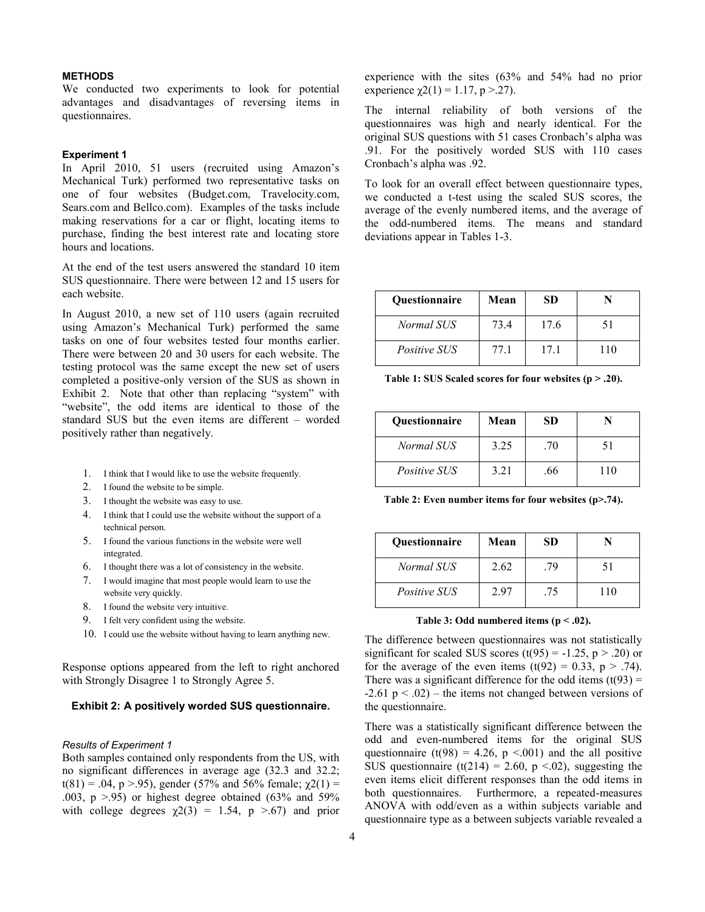## METHODS

We conducted two experiments to look for potential advantages and disadvantages of reversing items in questionnaires.

### Experiment 1

In April 2010, 51 users (recruited using Amazon's Mechanical Turk) performed two representative tasks on one of four websites (Budget.com, Travelocity.com, Sears.com and Bellco.com). Examples of the tasks include making reservations for a car or flight, locating items to purchase, finding the best interest rate and locating store hours and locations.

At the end of the test users answered the standard 10 item SUS questionnaire. There were between 12 and 15 users for each website.

In August 2010, a new set of 110 users (again recruited using Amazon's Mechanical Turk) performed the same tasks on one of four websites tested four months earlier. There were between 20 and 30 users for each website. The testing protocol was the same except the new set of users completed a positive-only version of the SUS as shown in Exhibit 2. Note that other than replacing "system" with "website", the odd items are identical to those of the standard SUS but the even items are different – worded positively rather than negatively.

1. I think that I would like to use the website frequently.
2. I found the website to be simple.
3. I thought the website was easy to use.
4. I think that I could use the website without the support of a technical person.
5. I found the various functions in the website were well integrated.
6. I thought there was a lot of consistency in the website.
7. I would imagine that most people would learn to use the website very quickly.
8. I found the website very intuitive.
9. I felt very confident using the website.
10. I could use the website without having to learn anything new.

Response options appeared from the left to right anchored with Strongly Disagree 1 to Strongly Agree 5.

**Exhibit 2: A positively worded SUS questionnaire.**

#### *Results of Experiment 1*

Both samples contained only respondents from the US, with no significant differences in average age (32.3 and 32.2; $t(81) = .04$, $p > .95$), gender (57% and 56% female; $\chi2(1) = .003$, $p > .95$) or highest degree obtained (63% and 59% with college degrees $\chi2(3) = 1.54$, $p > .67$) and prior experience with the sites (63% and 54% had no prior experience $\chi2(1) = 1.17$, $p > .27$).

The internal reliability of both versions of the questionnaires was high and nearly identical. For the original SUS questions with 51 cases Cronbach's alpha was .91. For the positively worded SUS with 110 cases Cronbach's alpha was .92.

To look for an overall effect between questionnaire types, we conducted a t-test using the scaled SUS scores, the average of the evenly numbered items, and the average of the odd-numbered items. The means and standard deviations appear in Tables 1-3.

| Questionnaire | Mean | SD | N |
|---|---|---|---|
| *Normal SUS* | 73.4 | 17.6 | 51 |
| *Positive SUS* | 77.1 | 17.1 | 110 |

**Table 1: SUS Scaled scores for four websites ($p > .20$).**

| Questionnaire | Mean | SD | N |
|---|---|---|---|
| *Normal SUS* | 3.25 | .70 | 51 |
| *Positive SUS* | 3.21 | .66 | 110 |

**Table 2: Even number items for four websites ($p > .74$).**

| Questionnaire | Mean | SD | N |
|---|---|---|---|
| *Normal SUS* | 2.62 | .79 | 51 |
| *Positive SUS* | 2.97 | .75 | 110 |

**Table 3: Odd numbered items ($p < .02$).**

The difference between questionnaires was not statistically significant for scaled SUS scores ($t(95) = -1.25$, $p > .20$) or for the average of the even items ($t(92) = 0.33$, $p > .74$). There was a significant difference for the odd items ($t(93) = -2.61$ $p < .02$) – the items not changed between versions of the questionnaire.

There was a statistically significant difference between the odd and even-numbered items for the original SUS questionnaire ($t(98) = 4.26$, $p < .001$) and the all positive SUS questionnaire ($t(214) = 2.60$, $p < .02$), suggesting the even items elicit different responses than the odd items in both questionnaires. Furthermore, a repeated-measures ANOVA with odd/even as a within subjects variable and questionnaire type as a between subjects variable revealed a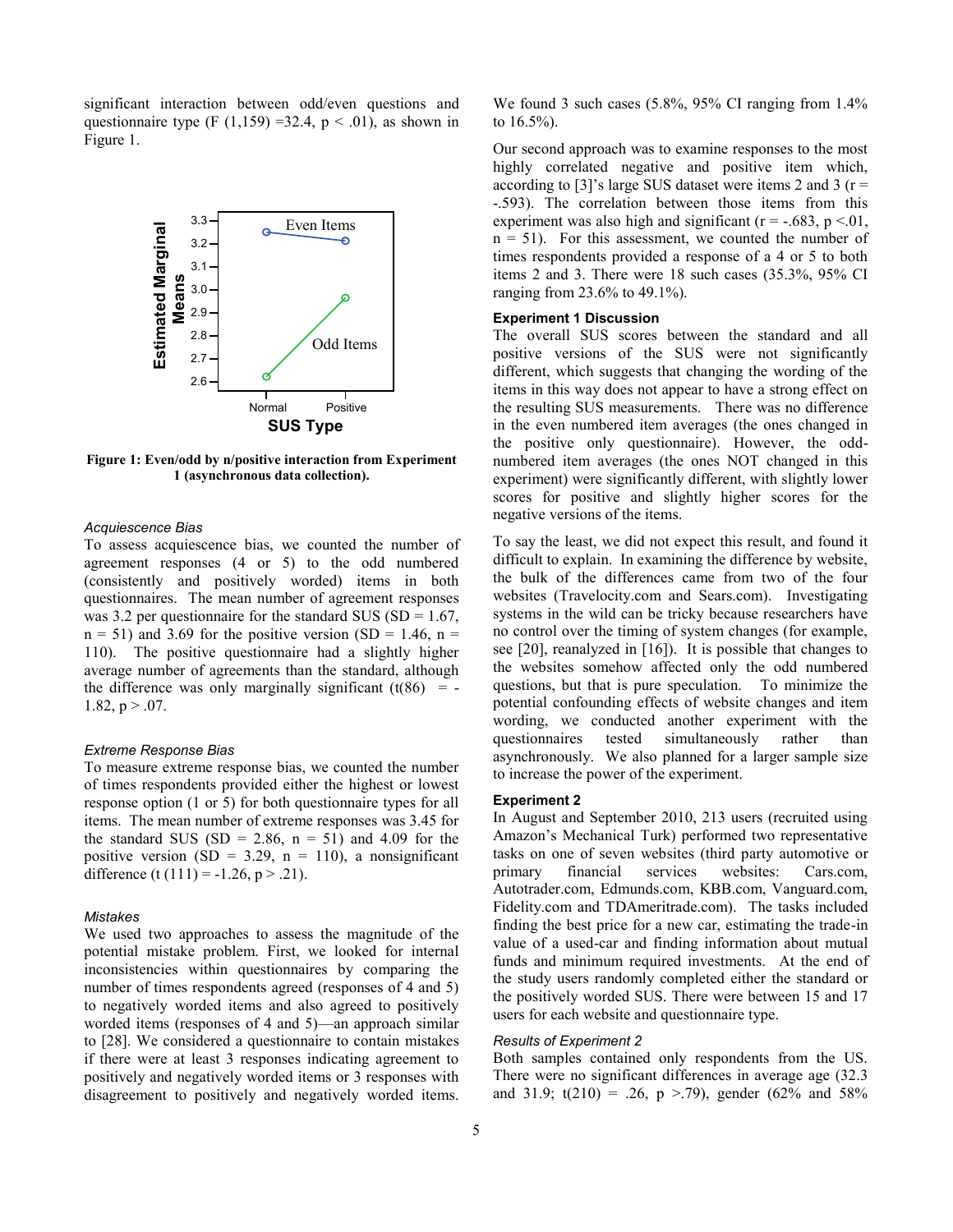significant interaction between odd/even questions and questionnaire type ($F(1,159) = 32.4$, $p < .01$), as shown in Figure 1.

**Figure 1: Even/odd by n/positive interaction from Experiment 1 (asynchronous data collection).**

### *Acquiescence Bias*

To assess acquiescence bias, we counted the number of agreement responses (4 or 5) to the odd numbered (consistently and positively worded) items in both questionnaires. The mean number of agreement responses was 3.2 per questionnaire for the standard SUS (SD = 1.67, n = 51) and 3.69 for the positive version (SD = 1.46, n = 110). The positive questionnaire had a slightly higher average number of agreements than the standard, although the difference was only marginally significant ($t(86) = -1.82$, $p > .07$.

### *Extreme Response Bias*

To measure extreme response bias, we counted the number of times respondents provided either the highest or lowest response option (1 or 5) for both questionnaire types for all items. The mean number of extreme responses was 3.45 for the standard SUS (SD = 2.86, n = 51) and 4.09 for the positive version (SD = 3.29, n = 110), a nonsignificant difference ($t(111) = -1.26$, $p > .21$).

### *Mistakes*

We used two approaches to assess the magnitude of the potential mistake problem. First, we looked for internal inconsistencies within questionnaires by comparing the number of times respondents agreed (responses of 4 and 5) to negatively worded items and also agreed to positively worded items (responses of 4 and 5)—an approach similar to [28]. We considered a questionnaire to contain mistakes if there were at least 3 responses indicating agreement to positively and negatively worded items or 3 responses with disagreement to positively and negatively worded items. We found 3 such cases (5.8%, 95% CI ranging from 1.4% to 16.5%).

Our second approach was to examine responses to the most highly correlated negative and positive item which, according to [3]'s large SUS dataset were items 2 and 3 ($r = -.593$). The correlation between those items from this experiment was also high and significant ($r = -.683$, $p < .01$, n = 51). For this assessment, we counted the number of times respondents provided a response of a 4 or 5 to both items 2 and 3. There were 18 such cases (35.3%, 95% CI ranging from 23.6% to 49.1%).

## Experiment 1 Discussion

The overall SUS scores between the standard and all positive versions of the SUS were not significantly different, which suggests that changing the wording of the items in this way does not appear to have a strong effect on the resulting SUS measurements. There was no difference in the even numbered item averages (the ones changed in the positive only questionnaire). However, the odd-numbered item averages (the ones NOT changed in this experiment) were significantly different, with slightly lower scores for positive and slightly higher scores for the negative versions of the items.

To say the least, we did not expect this result, and found it difficult to explain. In examining the difference by website, the bulk of the differences came from two of the four websites (Travelocity.com and Sears.com). Investigating systems in the wild can be tricky because researchers have no control over the timing of system changes (for example, see [20], reanalyzed in [16]). It is possible that changes to the websites somehow affected only the odd numbered questions, but that is pure speculation. To minimize the potential confounding effects of website changes and item wording, we conducted another experiment with the questionnaires tested simultaneously rather than asynchronously. We also planned for a larger sample size to increase the power of the experiment.

## Experiment 2

In August and September 2010, 213 users (recruited using Amazon's Mechanical Turk) performed two representative tasks on one of seven websites (third party automotive or primary financial services websites: Cars.com, Autotrader.com, Edmunds.com, KBB.com, Vanguard.com, Fidelity.com and TDAmeritrade.com). The tasks included finding the best price for a new car, estimating the trade-in value of a used-car and finding information about mutual funds and minimum required investments. At the end of the study users randomly completed either the standard or the positively worded SUS. There were between 15 and 17 users for each website and questionnaire type.

### *Results of Experiment 2*

Both samples contained only respondents from the US. There were no significant differences in average age (32.3 and 31.9; $t(210) = .26$, $p > .79$), gender (62% and 58%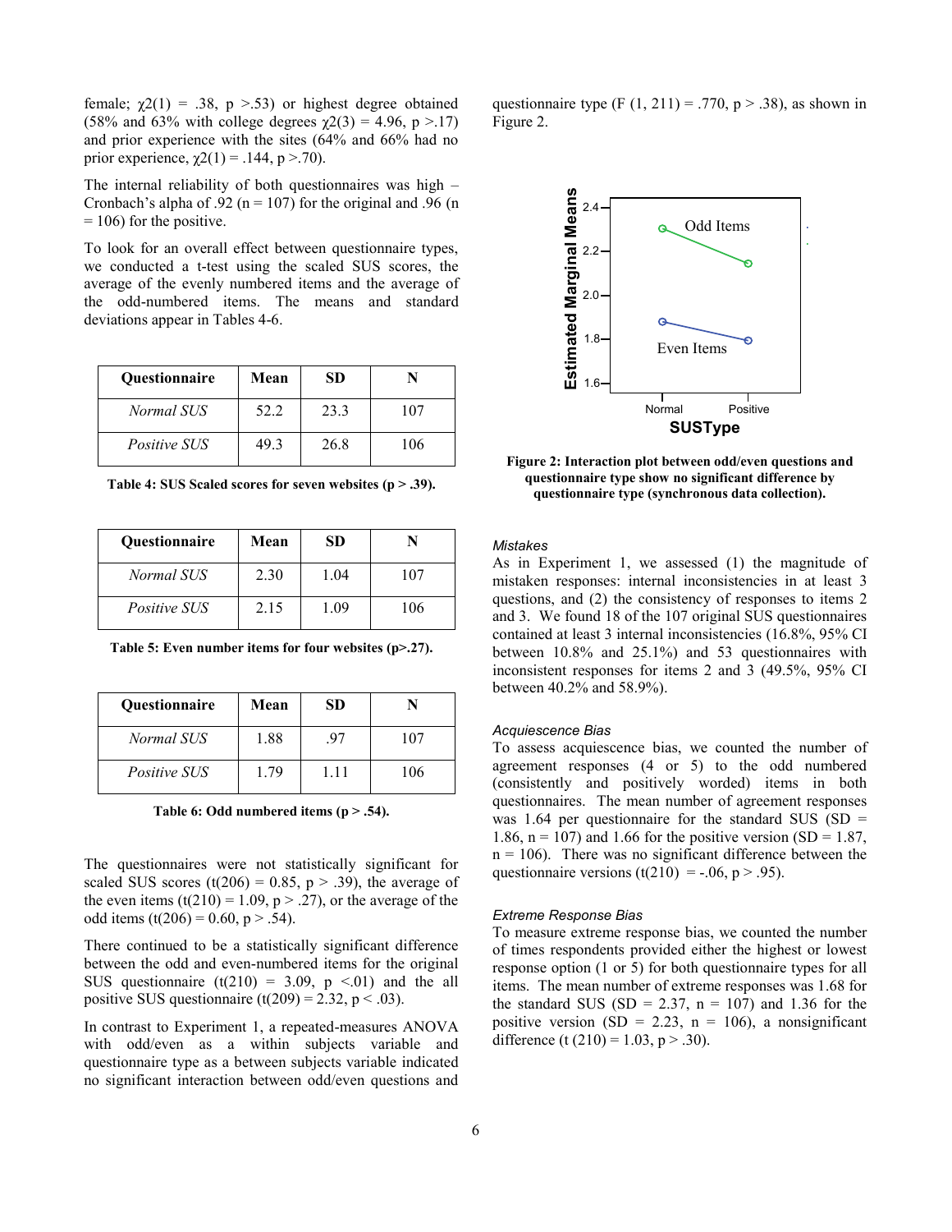female; $\chi2(1)$ = .38, p >.53) or highest degree obtained (58% and 63% with college degrees $\chi2(3)$ = 4.96, p >.17) and prior experience with the sites (64% and 66% had no prior experience, $\chi2(1)$ = .144, p >.70).

The internal reliability of both questionnaires was high – Cronbach's alpha of .92 (n = 107) for the original and .96 (n = 106) for the positive.

To look for an overall effect between questionnaire types, we conducted a t-test using the scaled SUS scores, the average of the evenly numbered items and the average of the odd-numbered items. The means and standard deviations appear in Tables 4-6.

| Questionnaire | Mean | SD | N |
|---|---|---|---|
| *Normal SUS* | 52.2 | 23.3 | 107 |
| *Positive SUS* | 49.3 | 26.8 | 106 |

**Table 4: SUS Scaled scores for seven websites (p > .39).**

| Questionnaire | Mean | SD | N |
|---|---|---|---|
| *Normal SUS* | 2.30 | 1.04 | 107 |
| *Positive SUS* | 2.15 | 1.09 | 106 |

**Table 5: Even number items for four websites (p>.27).**

| Questionnaire | Mean | SD | N |
|---|---|---|---|
| *Normal SUS* | 1.88 | .97 | 107 |
| *Positive SUS* | 1.79 | 1.11 | 106 |

**Table 6: Odd numbered items (p > .54).**

The questionnaires were not statistically significant for scaled SUS scores (t(206) = 0.85, p > .39), the average of the even items (t(210) = 1.09, p > .27), or the average of the odd items (t(206) = 0.60, p > .54).

There continued to be a statistically significant difference between the odd and even-numbered items for the original SUS questionnaire (t(210) = 3.09, p <.01) and the all positive SUS questionnaire (t(209) = 2.32, p < .03).

In contrast to Experiment 1, a repeated-measures ANOVA with odd/even as a within subjects variable and questionnaire type as a between subjects variable indicated no significant interaction between odd/even questions and questionnaire type (F (1, 211) = .770, p > .38), as shown in Figure 2.

**Figure 2: Interaction plot between odd/even questions and questionnaire type show no significant difference by questionnaire type (synchronous data collection).**

*Mistakes*

As in Experiment 1, we assessed (1) the magnitude of mistaken responses: internal inconsistencies in at least 3 questions, and (2) the consistency of responses to items 2 and 3. We found 18 of the 107 original SUS questionnaires contained at least 3 internal inconsistencies (16.8%, 95% CI between 10.8% and 25.1%) and 53 questionnaires with inconsistent responses for items 2 and 3 (49.5%, 95% CI between 40.2% and 58.9%).

*Acquiescence Bias*

To assess acquiescence bias, we counted the number of agreement responses (4 or 5) to the odd numbered (consistently and positively worded) items in both questionnaires. The mean number of agreement responses was 1.64 per questionnaire for the standard SUS (SD = 1.86, n = 107) and 1.66 for the positive version (SD = 1.87, n = 106). There was no significant difference between the questionnaire versions (t(210) = -.06, p > .95).

*Extreme Response Bias*

To measure extreme response bias, we counted the number of times respondents provided either the highest or lowest response option (1 or 5) for both questionnaire types for all items. The mean number of extreme responses was 1.68 for the standard SUS (SD = 2.37, n = 107) and 1.36 for the positive version (SD = 2.23, n = 106), a nonsignificant difference (t (210) = 1.03, p > .30).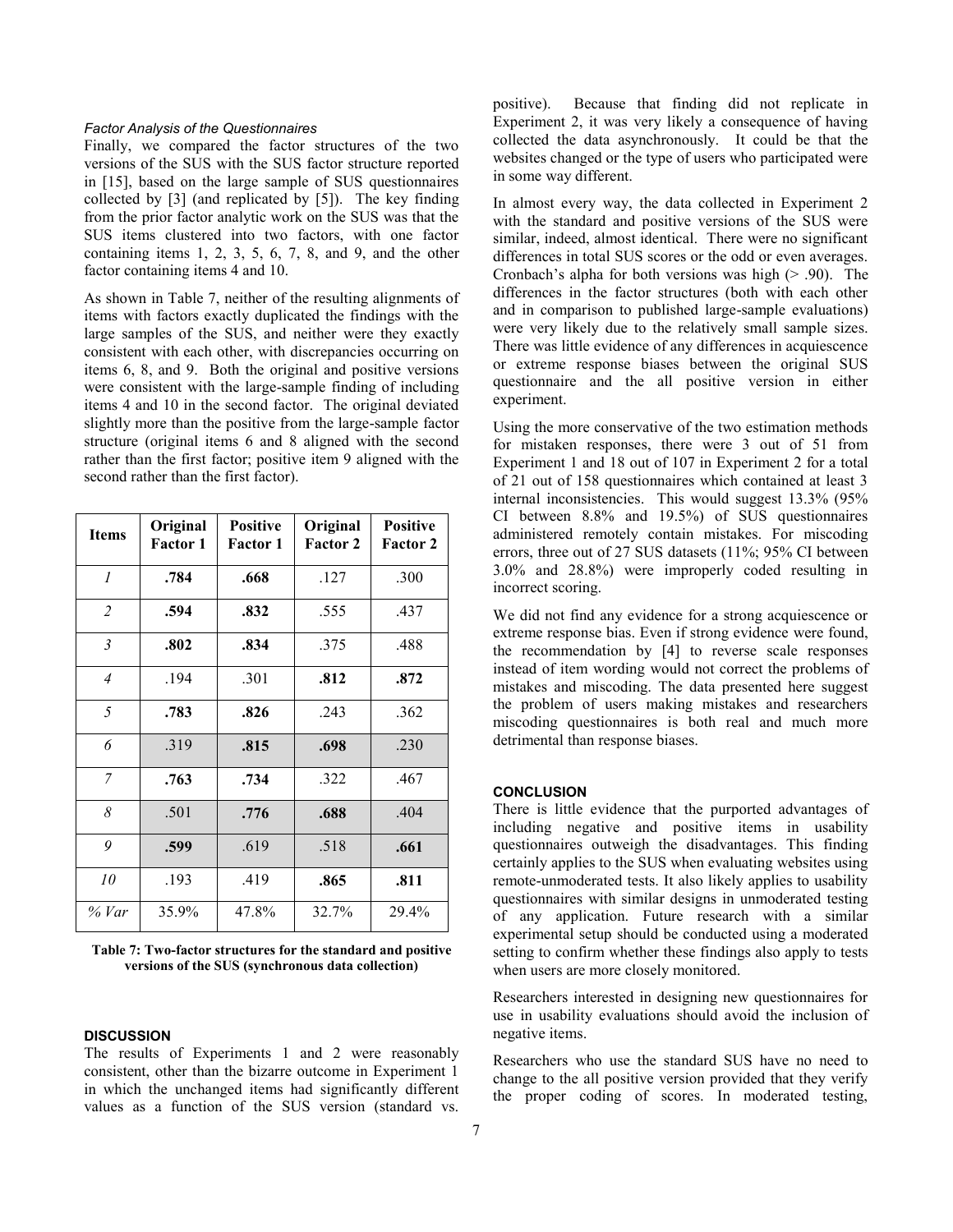### Factor Analysis of the Questionnaires

Finally, we compared the factor structures of the two versions of the SUS with the SUS factor structure reported in [15], based on the large sample of SUS questionnaires collected by [3] (and replicated by [5]). The key finding from the prior factor analytic work on the SUS was that the SUS items clustered into two factors, with one factor containing items 1, 2, 3, 5, 6, 7, 8, and 9, and the other factor containing items 4 and 10.

As shown in Table 7, neither of the resulting alignments of items with factors exactly duplicated the findings with the large samples of the SUS, and neither were they exactly consistent with each other, with discrepancies occurring on items 6, 8, and 9. Both the original and positive versions were consistent with the large-sample finding of including items 4 and 10 in the second factor. The original deviated slightly more than the positive from the large-sample factor structure (original items 6 and 8 aligned with the second rather than the first factor; positive item 9 aligned with the second rather than the first factor).

| Items | Original Factor 1 | Positive Factor 1 | Original Factor 2 | Positive Factor 2 |
|---|---|---|---|---|
| *1* | **.784** | **.668** | .127 | .300 |
| *2* | **.594** | **.832** | .555 | .437 |
| *3* | **.802** | **.834** | .375 | .488 |
| *4* | .194 | .301 | **.812** | **.872** |
| *5* | **.783** | **.826** | .243 | .362 |
| *6* | .319 | **.815** | **.698** | .230 |
| *7* | **.763** | **.734** | .322 | .467 |
| *8* | .501 | **.776** | **.688** | .404 |
| *9* | **.599** | .619 | .518 | **.661** |
| *10* | .193 | .419 | **.865** | **.811** |
| *% Var* | 35.9% | 47.8% | 32.7% | 29.4% |

**Table 7: Two-factor structures for the standard and positive versions of the SUS (synchronous data collection)**

## DISCUSSION

The results of Experiments 1 and 2 were reasonably consistent, other than the bizarre outcome in Experiment 1 in which the unchanged items had significantly different values as a function of the SUS version (standard vs. positive). Because that finding did not replicate in Experiment 2, it was very likely a consequence of having collected the data asynchronously. It could be that the websites changed or the type of users who participated were in some way different.

In almost every way, the data collected in Experiment 2 with the standard and positive versions of the SUS were similar, indeed, almost identical. There were no significant differences in total SUS scores or the odd or even averages. Cronbach's alpha for both versions was high (> .90). The differences in the factor structures (both with each other and in comparison to published large-sample evaluations) were very likely due to the relatively small sample sizes. There was little evidence of any differences in acquiescence or extreme response biases between the original SUS questionnaire and the all positive version in either experiment.

Using the more conservative of the two estimation methods for mistaken responses, there were 3 out of 51 from Experiment 1 and 18 out of 107 in Experiment 2 for a total of 21 out of 158 questionnaires which contained at least 3 internal inconsistencies. This would suggest 13.3% (95% CI between 8.8% and 19.5%) of SUS questionnaires administered remotely contain mistakes. For miscoding errors, three out of 27 SUS datasets (11%; 95% CI between 3.0% and 28.8%) were improperly coded resulting in incorrect scoring.

We did not find any evidence for a strong acquiescence or extreme response bias. Even if strong evidence were found, the recommendation by [4] to reverse scale responses instead of item wording would not correct the problems of mistakes and miscoding. The data presented here suggest the problem of users making mistakes and researchers miscoding questionnaires is both real and much more detrimental than response biases.

## CONCLUSION

There is little evidence that the purported advantages of including negative and positive items in usability questionnaires outweigh the disadvantages. This finding certainly applies to the SUS when evaluating websites using remote-unmoderated tests. It also likely applies to usability questionnaires with similar designs in unmoderated testing of any application. Future research with a similar experimental setup should be conducted using a moderated setting to confirm whether these findings also apply to tests when users are more closely monitored.

Researchers interested in designing new questionnaires for use in usability evaluations should avoid the inclusion of negative items.

Researchers who use the standard SUS have no need to change to the all positive version provided that they verify the proper coding of scores. In moderated testing,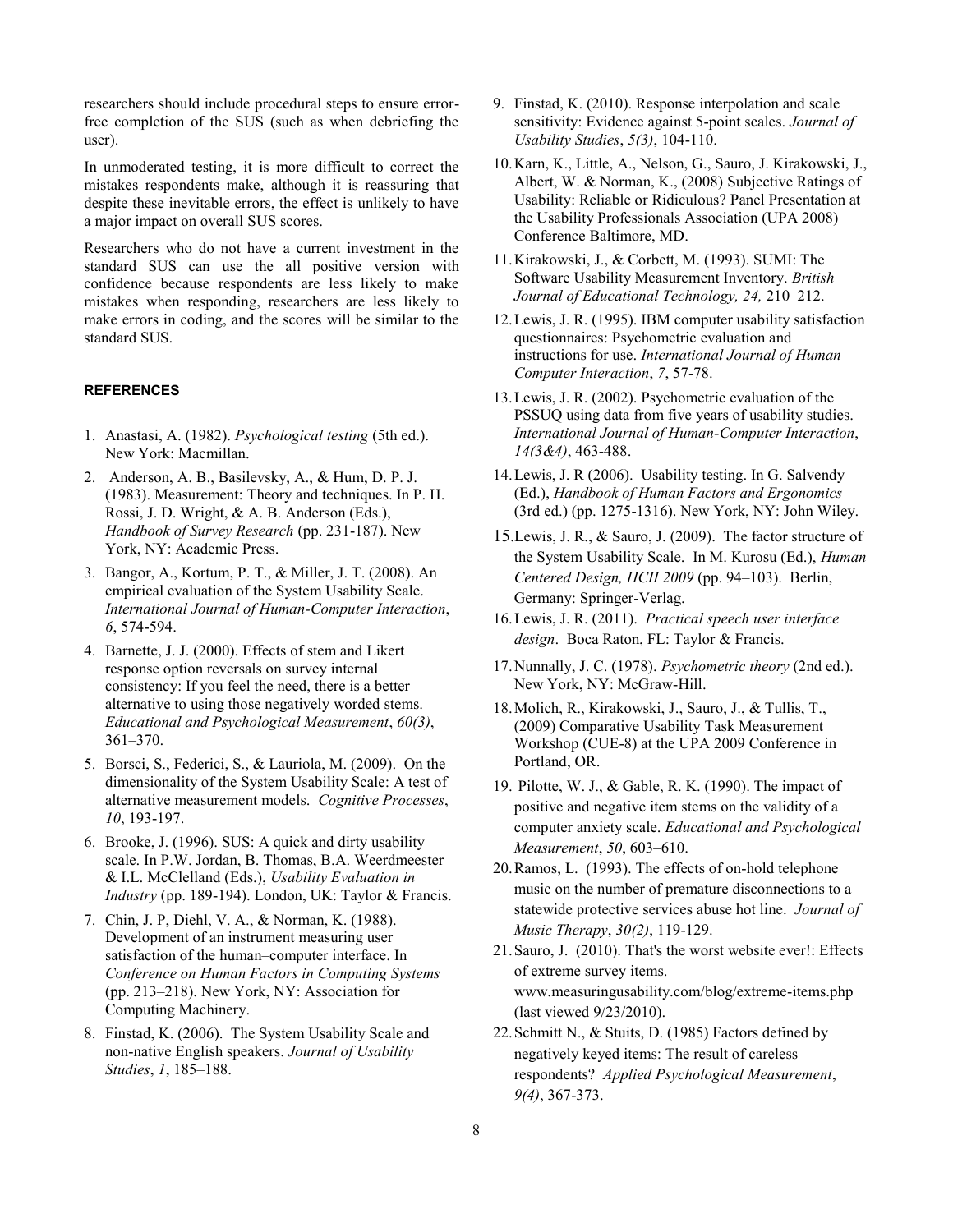researchers should include procedural steps to ensure error-free completion of the SUS (such as when debriefing the user).

In unmoderated testing, it is more difficult to correct the mistakes respondents make, although it is reassuring that despite these inevitable errors, the effect is unlikely to have a major impact on overall SUS scores.

Researchers who do not have a current investment in the standard SUS can use the all positive version with confidence because respondents are less likely to make mistakes when responding, researchers are less likely to make errors in coding, and the scores will be similar to the standard SUS.

## REFERENCES

1. Anastasi, A. (1982). *Psychological testing* (5th ed.). New York: Macmillan.
2. Anderson, A. B., Basilevsky, A., & Hum, D. P. J. (1983). Measurement: Theory and techniques. In P. H. Rossi, J. D. Wright, & A. B. Anderson (Eds.), *Handbook of Survey Research* (pp. 231-187). New York, NY: Academic Press.
3. Bangor, A., Kortum, P. T., & Miller, J. T. (2008). An empirical evaluation of the System Usability Scale. *International Journal of Human-Computer Interaction*, *6*, 574-594.
4. Barnette, J. J. (2000). Effects of stem and Likert response option reversals on survey internal consistency: If you feel the need, there is a better alternative to using those negatively worded stems. *Educational and Psychological Measurement*, *60(3)*, 361–370.
5. Borsci, S., Federici, S., & Lauriola, M. (2009). On the dimensionality of the System Usability Scale: A test of alternative measurement models. *Cognitive Processes*, *10*, 193-197.
6. Brooke, J. (1996). SUS: A quick and dirty usability scale. In P.W. Jordan, B. Thomas, B.A. Weerdmeester & I.L. McClelland (Eds.), *Usability Evaluation in Industry* (pp. 189-194). London, UK: Taylor & Francis.
7. Chin, J. P, Diehl, V. A., & Norman, K. (1988). Development of an instrument measuring user satisfaction of the human–computer interface. In *Conference on Human Factors in Computing Systems* (pp. 213–218). New York, NY: Association for Computing Machinery.
8. Finstad, K. (2006). The System Usability Scale and non-native English speakers. *Journal of Usability Studies*, *1*, 185–188.
9. Finstad, K. (2010). Response interpolation and scale sensitivity: Evidence against 5-point scales. *Journal of Usability Studies*, *5(3)*, 104-110.
10. Karn, K., Little, A., Nelson, G., Sauro, J. Kirakowski, J., Albert, W. & Norman, K., (2008) Subjective Ratings of Usability: Reliable or Ridiculous? Panel Presentation at the Usability Professionals Association (UPA 2008) Conference Baltimore, MD.
11. Kirakowski, J., & Corbett, M. (1993). SUMI: The Software Usability Measurement Inventory. *British Journal of Educational Technology, 24,* 210–212.
12. Lewis, J. R. (1995). IBM computer usability satisfaction questionnaires: Psychometric evaluation and instructions for use. *International Journal of Human–Computer Interaction*, *7*, 57-78.
13. Lewis, J. R. (2002). Psychometric evaluation of the PSSUQ using data from five years of usability studies. *International Journal of Human-Computer Interaction*, *14(3&4)*, 463-488.
14. Lewis, J. R (2006). Usability testing. In G. Salvendy (Ed.), *Handbook of Human Factors and Ergonomics* (3rd ed.) (pp. 1275-1316). New York, NY: John Wiley.
15. Lewis, J. R., & Sauro, J. (2009). The factor structure of the System Usability Scale. In M. Kurosu (Ed.), *Human Centered Design, HCII 2009* (pp. 94–103). Berlin, Germany: Springer-Verlag.
16. Lewis, J. R. (2011). *Practical speech user interface design*. Boca Raton, FL: Taylor & Francis.
17. Nunnally, J. C. (1978). *Psychometric theory* (2nd ed.). New York, NY: McGraw-Hill.
18. Molich, R., Kirakowski, J., Sauro, J., & Tullis, T., (2009) Comparative Usability Task Measurement Workshop (CUE-8) at the UPA 2009 Conference in Portland, OR.
19. Pilotte, W. J., & Gable, R. K. (1990). The impact of positive and negative item stems on the validity of a computer anxiety scale. *Educational and Psychological Measurement*, *50*, 603–610.
20. Ramos, L. (1993). The effects of on-hold telephone music on the number of premature disconnections to a statewide protective services abuse hot line. *Journal of Music Therapy*, *30(2)*, 119-129.
21. Sauro, J. (2010). That's the worst website ever!: Effects of extreme survey items. www.measuringusability.com/blog/extreme-items.php (last viewed 9/23/2010).
22. Schmitt N., & Stuits, D. (1985) Factors defined by negatively keyed items: The result of careless respondents? *Applied Psychological Measurement*, *9(4)*, 367-373.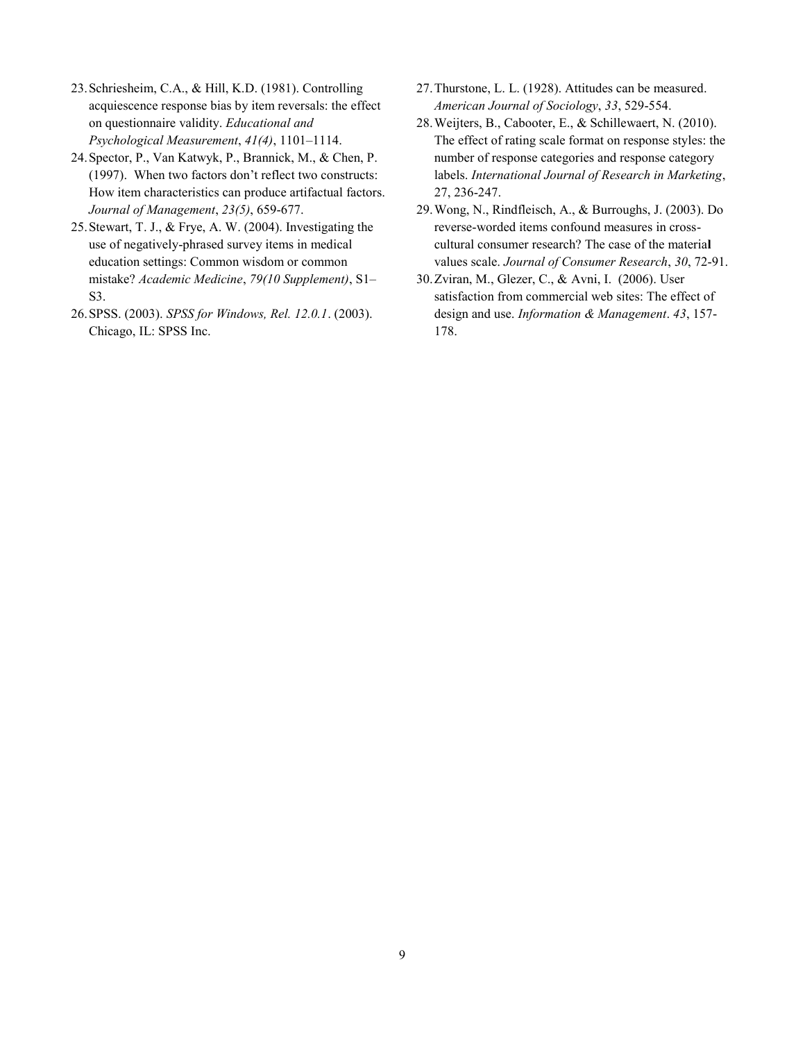23. Schriesheim, C.A., & Hill, K.D. (1981). Controlling acquiescence response bias by item reversals: the effect on questionnaire validity. *Educational and Psychological Measurement*, *41(4)*, 1101–1114.
24. Spector, P., Van Katwyk, P., Brannick, M., & Chen, P. (1997). When two factors don't reflect two constructs: How item characteristics can produce artifactual factors. *Journal of Management*, *23(5)*, 659-677.
25. Stewart, T. J., & Frye, A. W. (2004). Investigating the use of negatively-phrased survey items in medical education settings: Common wisdom or common mistake? *Academic Medicine*, *79(10 Supplement)*, S1–S3.
26. SPSS. (2003). *SPSS for Windows, Rel. 12.0.1*. (2003). Chicago, IL: SPSS Inc.
27. Thurstone, L. L. (1928). Attitudes can be measured. *American Journal of Sociology*, *33*, 529-554.
28. Weijters, B., Cabooter, E., & Schillewaert, N. (2010). The effect of rating scale format on response styles: the number of response categories and response category labels. *International Journal of Research in Marketing*, 27, 236-247.
29. Wong, N., Rindfleisch, A., & Burroughs, J. (2003). Do reverse-worded items confound measures in cross-cultural consumer research? The case of the material values scale. *Journal of Consumer Research*, *30*, 72-91.
30. Zviran, M., Glezer, C., & Avni, I. (2006). User satisfaction from commercial web sites: The effect of design and use. *Information & Management*. *43*, 157-178.